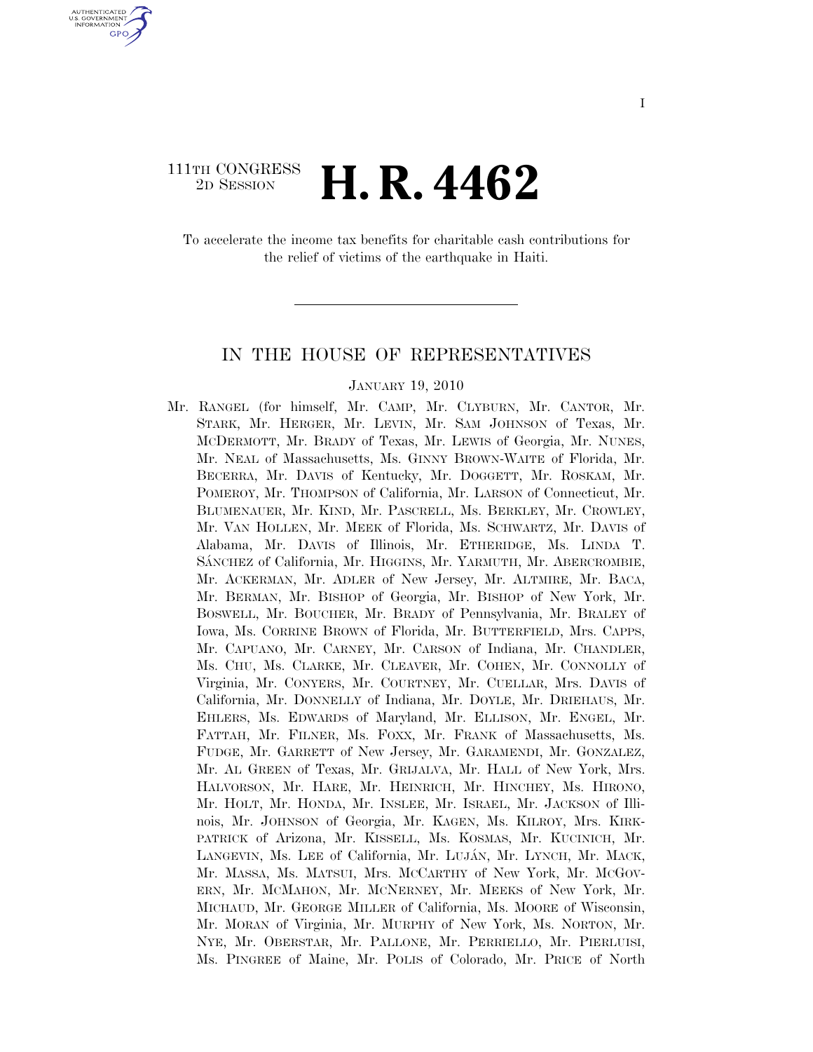111TH CONGRESS
2D SESSION

# H. R. 4462

To accelerate the income tax benefits for charitable cash contributions for the relief of victims of the earthquake in Haiti.

## IN THE HOUSE OF REPRESENTATIVES

JANUARY 19, 2010

Mr. RANGEL (for himself, Mr. CAMP, Mr. CLYBURN, Mr. CANTOR, Mr. STARK, Mr. HERGER, Mr. LEVIN, Mr. SAM JOHNSON of Texas, Mr. MCDERMOTT, Mr. BRADY of Texas, Mr. LEWIS of Georgia, Mr. NUNES, Mr. NEAL of Massachusetts, Ms. GINNY BROWN-WAITE of Florida, Mr. BECERRA, Mr. DAVIS of Kentucky, Mr. DOGGETT, Mr. ROSKAM, Mr. POMEROY, Mr. THOMPSON of California, Mr. LARSON of Connecticut, Mr. BLUMENAUER, Mr. KIND, Mr. PASCRELL, Ms. BERKLEY, Mr. CROWLEY, Mr. VAN HOLLEN, Mr. MEEK of Florida, Ms. SCHWARTZ, Mr. DAVIS of Alabama, Mr. DAVIS of Illinois, Mr. ETHERIDGE, Ms. LINDA T. SÁNCHEZ of California, Mr. HIGGINS, Mr. YARMUTH, Mr. ABERCROMBIE, Mr. ACKERMAN, Mr. ADLER of New Jersey, Mr. ALTMIRE, Mr. BACA, Mr. BERMAN, Mr. BISHOP of Georgia, Mr. BISHOP of New York, Mr. BOSWELL, Mr. BOUCHER, Mr. BRADY of Pennsylvania, Mr. BRALEY of Iowa, Ms. CORRINE BROWN of Florida, Mr. BUTTERFIELD, Mrs. CAPPS, Mr. CAPUANO, Mr. CARNEY, Mr. CARSON of Indiana, Mr. CHANDLER, Ms. CHU, Ms. CLARKE, Mr. CLEAVER, Mr. COHEN, Mr. CONNOLLY of Virginia, Mr. CONYERS, Mr. COURTNEY, Mr. CUELLAR, Mrs. DAVIS of California, Mr. DONNELLY of Indiana, Mr. DOYLE, Mr. DRIEHAUS, Mr. EHLERS, Ms. EDWARDS of Maryland, Mr. ELLISON, Mr. ENGEL, Mr. FATTAH, Mr. FILNER, Ms. FOXX, Mr. FRANK of Massachusetts, Ms. FUDGE, Mr. GARRETT of New Jersey, Mr. GARAMENDI, Mr. GONZALEZ, Mr. AL GREEN of Texas, Mr. GRIJALVA, Mr. HALL of New York, Mrs. HALVORSON, Mr. HARE, Mr. HEINRICH, Mr. HINCHEY, Ms. HIRONO, Mr. HOLT, Mr. HONDA, Mr. INSLEE, Mr. ISRAEL, Mr. JACKSON of Illinois, Mr. JOHNSON of Georgia, Mr. KAGEN, Ms. KILROY, Mrs. KIRKPATRICK of Arizona, Mr. KISSELL, Ms. KOSMAS, Mr. KUCINICH, Mr. LANGEVIN, Ms. LEE of California, Mr. LUJÁN, Mr. LYNCH, Mr. MACK, Mr. MASSA, Ms. MATSUI, Mrs. MCCARTHY of New York, Mr. MCGOVERN, Mr. MCMAHON, Mr. MCNERNEY, Mr. MEEKS of New York, Mr. MICHAUD, Mr. GEORGE MILLER of California, Ms. MOORE of Wisconsin, Mr. MORAN of Virginia, Mr. MURPHY of New York, Ms. NORTON, Mr. NYE, Mr. OBERSTAR, Mr. PALLONE, Mr. PERRIELLO, Mr. PIERLUISI, Ms. PINGREE of Maine, Mr. POLIS of Colorado, Mr. PRICE of North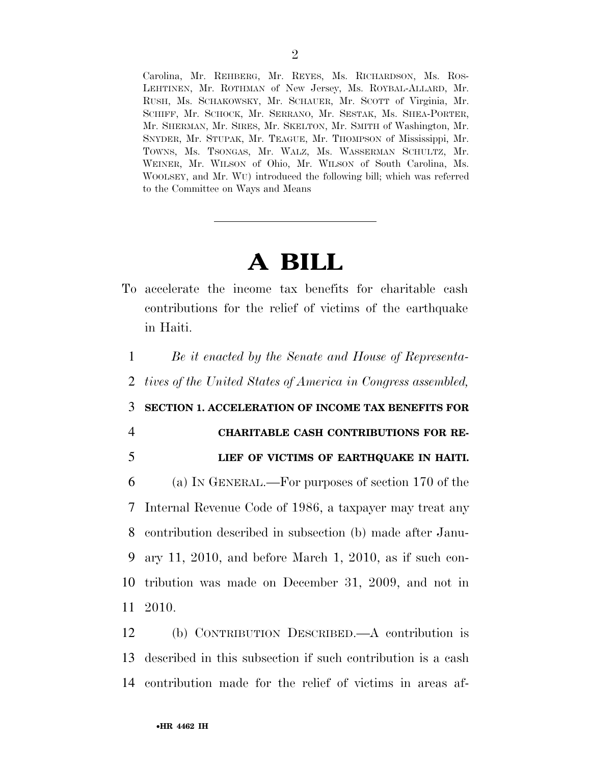Carolina, Mr. REHBERG, Mr. REYES, Ms. RICHARDSON, Ms. ROS-LEHTINEN, Mr. ROTHMAN of New Jersey, Ms. ROYBAL-ALLARD, Mr. RUSH, Ms. SCHAKOWSKY, Mr. SCHAUER, Mr. SCOTT of Virginia, Mr. SCHIFF, Mr. SCHOCK, Mr. SERRANO, Mr. SESTAK, Ms. SHEA-PORTER, Mr. SHERMAN, Mr. SIRES, Mr. SKELTON, Mr. SMITH of Washington, Mr. SNYDER, Mr. STUPAK, Mr. TEAGUE, Mr. THOMPSON of Mississippi, Mr. TOWNS, Ms. TSONGAS, Mr. WALZ, Ms. WASSERMAN SCHULTZ, Mr. WEINER, Mr. WILSON of Ohio, Mr. WILSON of South Carolina, Ms. WOOLSEY, and Mr. WU) introduced the following bill; which was referred to the Committee on Ways and Means

---

# A BILL

To accelerate the income tax benefits for charitable cash contributions for the relief of victims of the earthquake in Haiti.

1 *Be it enacted by the Senate and House of Representa-*
2 *tives of the United States of America in Congress assembled,*

3 **SECTION 1. ACCELERATION OF INCOME TAX BENEFITS FOR**
4 **CHARITABLE CASH CONTRIBUTIONS FOR RE-**
5 **LIEF OF VICTIMS OF EARTHQUAKE IN HAITI.**

6 (a) IN GENERAL.—For purposes of section 170 of the
7 Internal Revenue Code of 1986, a taxpayer may treat any
8 contribution described in subsection (b) made after Janu-
9 ary 11, 2010, and before March 1, 2010, as if such con-
10 tribution was made on December 31, 2009, and not in
11 2010.

12 (b) CONTRIBUTION DESCRIBED.—A contribution is
13 described in this subsection if such contribution is a cash
14 contribution made for the relief of victims in areas af-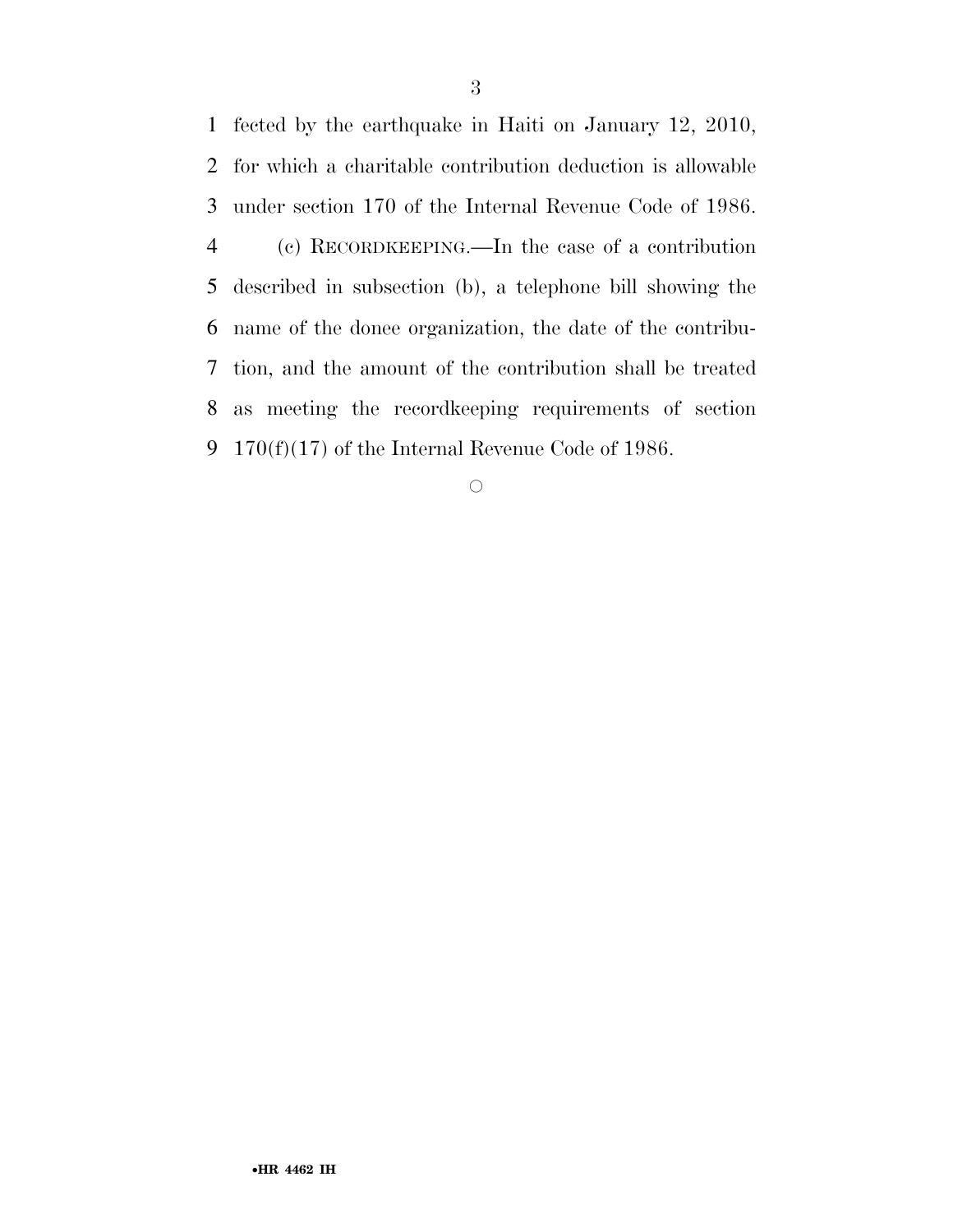fected by the earthquake in Haiti on January 12, 2010, for which a charitable contribution deduction is allowable under section 170 of the Internal Revenue Code of 1986.

(c) RECORDKEEPING.—In the case of a contribution described in subsection (b), a telephone bill showing the name of the donee organization, the date of the contribution, and the amount of the contribution shall be treated as meeting the recordkeeping requirements of section 170(f)(17) of the Internal Revenue Code of 1986.

○